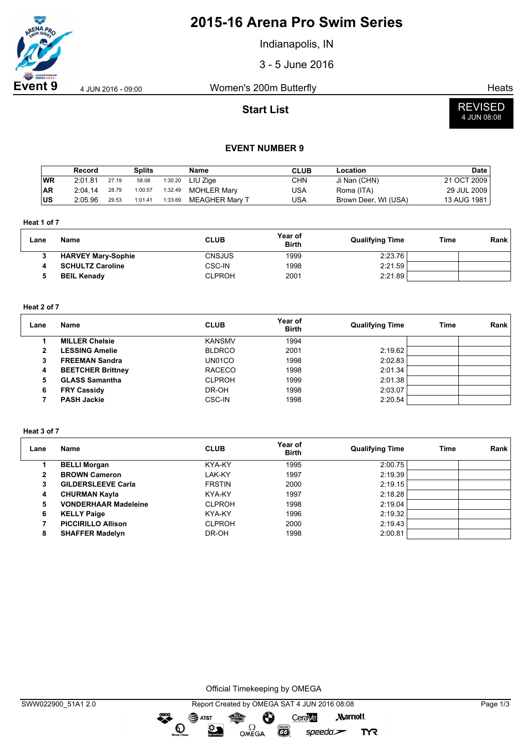# 2015-16 Arena Pro Swim Series

Indianapolis, IN

3 - 5 June 2016

**Event 9** 4 JUN 2016 - 09:00 Women's 200m Butterfly Heats

## Start List

REVISED
4 JUN 08:08

### EVENT NUMBER 9

| | Record | Splits | | | Name | CLUB | Location | Date |
|---|---|---|---|---|---|---|---|---|
| WR | 2:01.81 | 27.19 | 58.08 | 1:30.20 | LIU Zige | CHN | Ji Nan (CHN) | 21 OCT 2009 |
| AR | 2:04.14 | 28.79 | 1:00.57 | 1:32.49 | MOHLER Mary | USA | Roma (ITA) | 29 JUL 2009 |
| US | 2:05.96 | 29.53 | 1:01.41 | 1:33.69 | MEAGHER Mary T | USA | Brown Deer, WI (USA) | 13 AUG 1981 |

**Heat 1 of 7**

| Lane | Name | CLUB | Year of Birth | Qualifying Time | Time | Rank |
|---|---|---|---|---|---|---|
| 3 | **HARVEY Mary-Sophie** | CNSJUS | 1999 | 2:23.76 | | |
| 4 | **SCHULTZ Caroline** | CSC-IN | 1998 | 2:21.59 | | |
| 5 | **BEIL Kenady** | CLPROH | 2001 | 2:21.89 | | |

**Heat 2 of 7**

| Lane | Name | CLUB | Year of Birth | Qualifying Time | Time | Rank |
|---|---|---|---|---|---|---|
| 1 | **MILLER Chelsie** | KANSMV | 1994 | | | |
| 2 | **LESSING Amelie** | BLDRCO | 2001 | 2:19.62 | | |
| 3 | **FREEMAN Sandra** | UN01CO | 1998 | 2:02.83 | | |
| 4 | **BEETCHER Brittney** | RACECO | 1998 | 2:01.34 | | |
| 5 | **GLASS Samantha** | CLPROH | 1999 | 2:01.38 | | |
| 6 | **FRY Cassidy** | DR-OH | 1998 | 2:03.07 | | |
| 7 | **PASH Jackie** | CSC-IN | 1998 | 2:20.54 | | |

**Heat 3 of 7**

| Lane | Name | CLUB | Year of Birth | Qualifying Time | Time | Rank |
|---|---|---|---|---|---|---|
| 1 | **BELLI Morgan** | KYA-KY | 1995 | 2:00.75 | | |
| 2 | **BROWN Cameron** | LAK-KY | 1997 | 2:19.39 | | |
| 3 | **GILDERSLEEVE Carla** | FRSTIN | 2000 | 2:19.15 | | |
| 4 | **CHURMAN Kayla** | KYA-KY | 1997 | 2:18.28 | | |
| 5 | **VONDERHAAR Madeleine** | CLPROH | 1998 | 2:19.04 | | |
| 6 | **KELLY Paige** | KYA-KY | 1996 | 2:19.32 | | |
| 7 | **PICCIRILLO Allison** | CLPROH | 2000 | 2:19.43 | | |
| 8 | **SHAFFER Madelyn** | DR-OH | 1998 | 2:00.81 | | |

Official Timekeeping by OMEGA

SWW022900_51A1 2.0 Report Created by OMEGA SAT 4 JUN 2016 08:08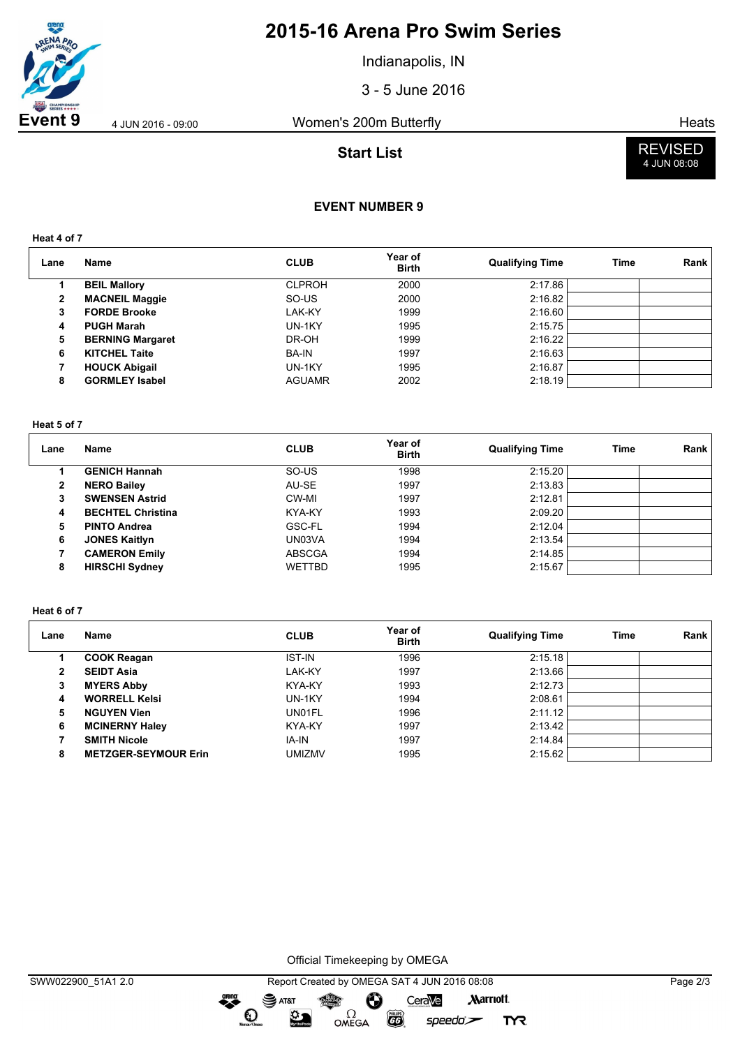# 2015-16 Arena Pro Swim Series

Indianapolis, IN

3 - 5 June 2016

**Event 9** 4 JUN 2016 - 09:00 Women's 200m Butterfly Heats

## Start List

REVISED 4 JUN 08:08

### EVENT NUMBER 9

**Heat 4 of 7**

| Lane | Name | CLUB | Year of Birth | Qualifying Time | Time | Rank |
|---|---|---|---|---|---|---|
| 1 | **BEIL Mallory** | CLPROH | 2000 | 2:17.86 | | |
| 2 | **MACNEIL Maggie** | SO-US | 2000 | 2:16.82 | | |
| 3 | **FORDE Brooke** | LAK-KY | 1999 | 2:16.60 | | |
| 4 | **PUGH Marah** | UN-1KY | 1995 | 2:15.75 | | |
| 5 | **BERNING Margaret** | DR-OH | 1999 | 2:16.22 | | |
| 6 | **KITCHEL Taite** | BA-IN | 1997 | 2:16.63 | | |
| 7 | **HOUCK Abigail** | UN-1KY | 1995 | 2:16.87 | | |
| 8 | **GORMLEY Isabel** | AGUAMR | 2002 | 2:18.19 | | |

**Heat 5 of 7**

| Lane | Name | CLUB | Year of Birth | Qualifying Time | Time | Rank |
|---|---|---|---|---|---|---|
| 1 | **GENICH Hannah** | SO-US | 1998 | 2:15.20 | | |
| 2 | **NERO Bailey** | AU-SE | 1997 | 2:13.83 | | |
| 3 | **SWENSEN Astrid** | CW-MI | 1997 | 2:12.81 | | |
| 4 | **BECHTEL Christina** | KYA-KY | 1993 | 2:09.20 | | |
| 5 | **PINTO Andrea** | GSC-FL | 1994 | 2:12.04 | | |
| 6 | **JONES Kaitlyn** | UN03VA | 1994 | 2:13.54 | | |
| 7 | **CAMERON Emily** | ABSCGA | 1994 | 2:14.85 | | |
| 8 | **HIRSCHI Sydney** | WETTBD | 1995 | 2:15.67 | | |

**Heat 6 of 7**

| Lane | Name | CLUB | Year of Birth | Qualifying Time | Time | Rank |
|---|---|---|---|---|---|---|
| 1 | **COOK Reagan** | IST-IN | 1996 | 2:15.18 | | |
| 2 | **SEIDT Asia** | LAK-KY | 1997 | 2:13.66 | | |
| 3 | **MYERS Abby** | KYA-KY | 1993 | 2:12.73 | | |
| 4 | **WORRELL Kelsi** | UN-1KY | 1994 | 2:08.61 | | |
| 5 | **NGUYEN Vien** | UN01FL | 1996 | 2:11.12 | | |
| 6 | **MCINERNY Haley** | KYA-KY | 1997 | 2:13.42 | | |
| 7 | **SMITH Nicole** | IA-IN | 1997 | 2:14.84 | | |
| 8 | **METZGER-SEYMOUR Erin** | UMIZMV | 1995 | 2:15.62 | | |

Official Timekeeping by OMEGA

SWW022900_51A1 2.0 Report Created by OMEGA SAT 4 JUN 2016 08:08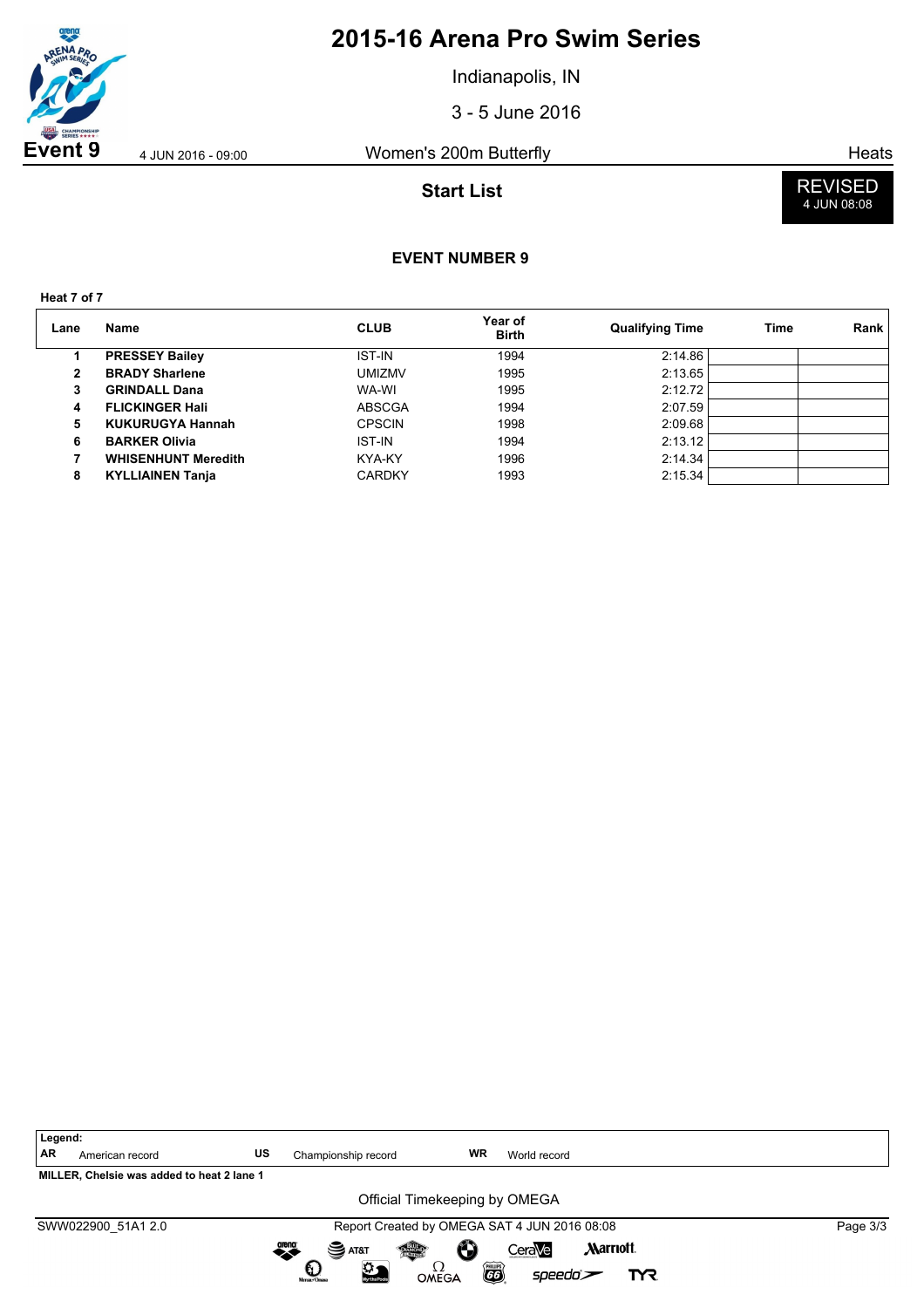# 2015-16 Arena Pro Swim Series

Indianapolis, IN

3 - 5 June 2016

**Event 9** 4 JUN 2016 - 09:00 Women's 200m Butterfly Heats

**Start List**

REVISED
4 JUN 08:08

**EVENT NUMBER 9**

**Heat 7 of 7**

| Lane | Name | CLUB | Year of Birth | Qualifying Time | Time | Rank |
|---|---|---|---|---|---|---|
| 1 | **PRESSEY Bailey** | IST-IN | 1994 | 2:14.86 | | |
| 2 | **BRADY Sharlene** | UMIZMV | 1995 | 2:13.65 | | |
| 3 | **GRINDALL Dana** | WA-WI | 1995 | 2:12.72 | | |
| 4 | **FLICKINGER Hali** | ABSCGA | 1994 | 2:07.59 | | |
| 5 | **KUKURUGYA Hannah** | CPSCIN | 1998 | 2:09.68 | | |
| 6 | **BARKER Olivia** | IST-IN | 1994 | 2:13.12 | | |
| 7 | **WHISENHUNT Meredith** | KYA-KY | 1996 | 2:14.34 | | |
| 8 | **KYLLIAINEN Tanja** | CARDKY | 1993 | 2:15.34 | | |

**Legend:**

| | | | | | |
|---|---|---|---|---|---|
| **AR** | American record | **US** | Championship record | **WR** | World record |

**MILLER, Chelsie was added to heat 2 lane 1**

Official Timekeeping by OMEGA

SWW022900_51A1 2.0 Report Created by OMEGA SAT 4 JUN 2016 08:08